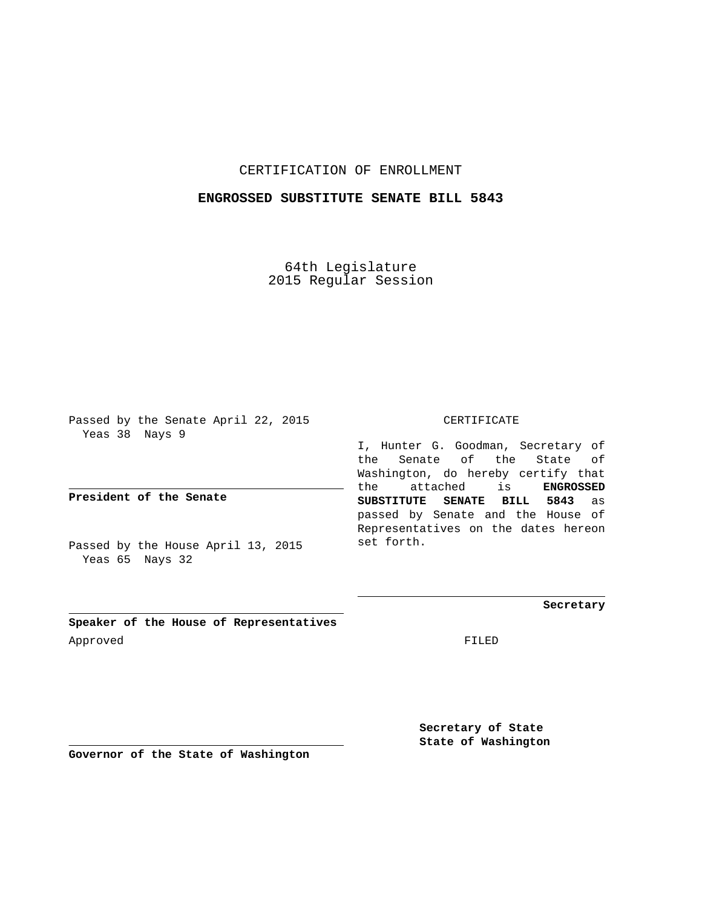CERTIFICATION OF ENROLLMENT

**ENGROSSED SUBSTITUTE SENATE BILL 5843**

64th Legislature
2015 Regular Session

Passed by the Senate April 22, 2015
Yeas 38 Nays 9

**President of the Senate**

Passed by the House April 13, 2015
Yeas 65 Nays 32

**Speaker of the House of Representatives**

Approved

**Governor of the State of Washington**

CERTIFICATE

I, Hunter G. Goodman, Secretary of the Senate of the State of Washington, do hereby certify that the attached is **ENGROSSED SUBSTITUTE SENATE BILL 5843** as passed by Senate and the House of Representatives on the dates hereon set forth.

**Secretary**

FILED

**Secretary of State**
**State of Washington**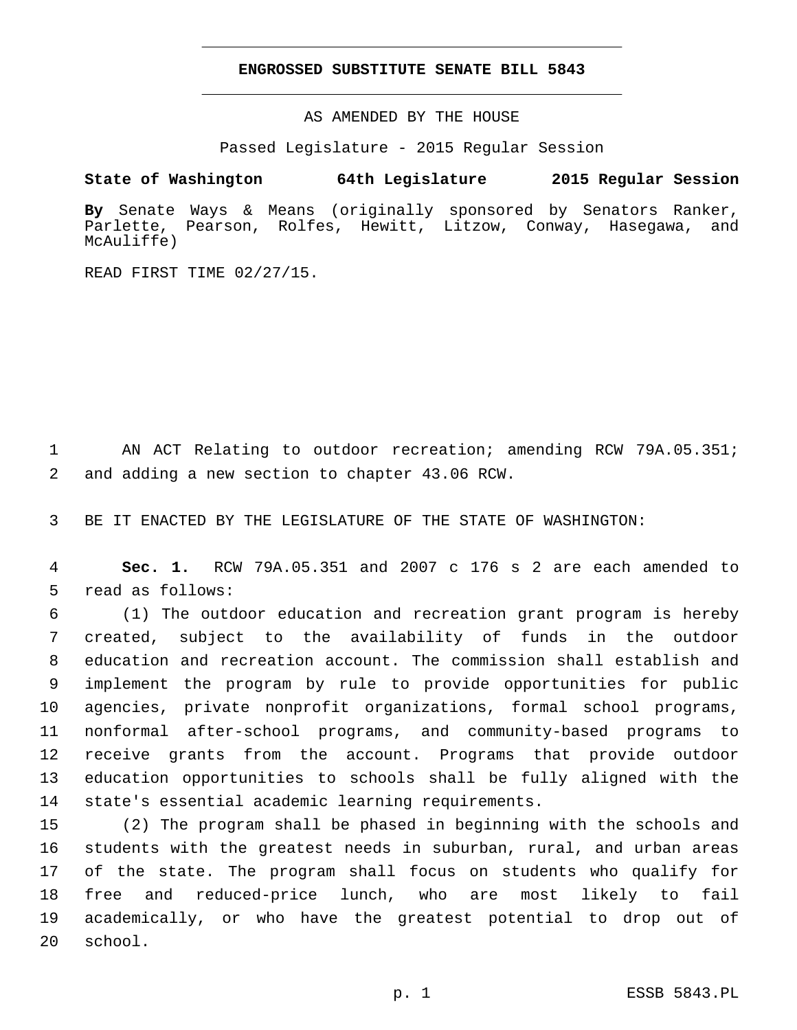# ENGROSSED SUBSTITUTE SENATE BILL 5843

AS AMENDED BY THE HOUSE

Passed Legislature - 2015 Regular Session

**State of Washington 64th Legislature 2015 Regular Session**

**By** Senate Ways & Means (originally sponsored by Senators Ranker, Parlette, Pearson, Rolfes, Hewitt, Litzow, Conway, Hasegawa, and McAuliffe)

READ FIRST TIME 02/27/15.

AN ACT Relating to outdoor recreation; amending RCW 79A.05.351; and adding a new section to chapter 43.06 RCW.

BE IT ENACTED BY THE LEGISLATURE OF THE STATE OF WASHINGTON:

**Sec. 1.** RCW 79A.05.351 and 2007 c 176 s 2 are each amended to read as follows:

(1) The outdoor education and recreation grant program is hereby created, subject to the availability of funds in the outdoor education and recreation account. The commission shall establish and implement the program by rule to provide opportunities for public agencies, private nonprofit organizations, formal school programs, nonformal after-school programs, and community-based programs to receive grants from the account. Programs that provide outdoor education opportunities to schools shall be fully aligned with the state's essential academic learning requirements.

(2) The program shall be phased in beginning with the schools and students with the greatest needs in suburban, rural, and urban areas of the state. The program shall focus on students who qualify for free and reduced-price lunch, who are most likely to fail academically, or who have the greatest potential to drop out of school.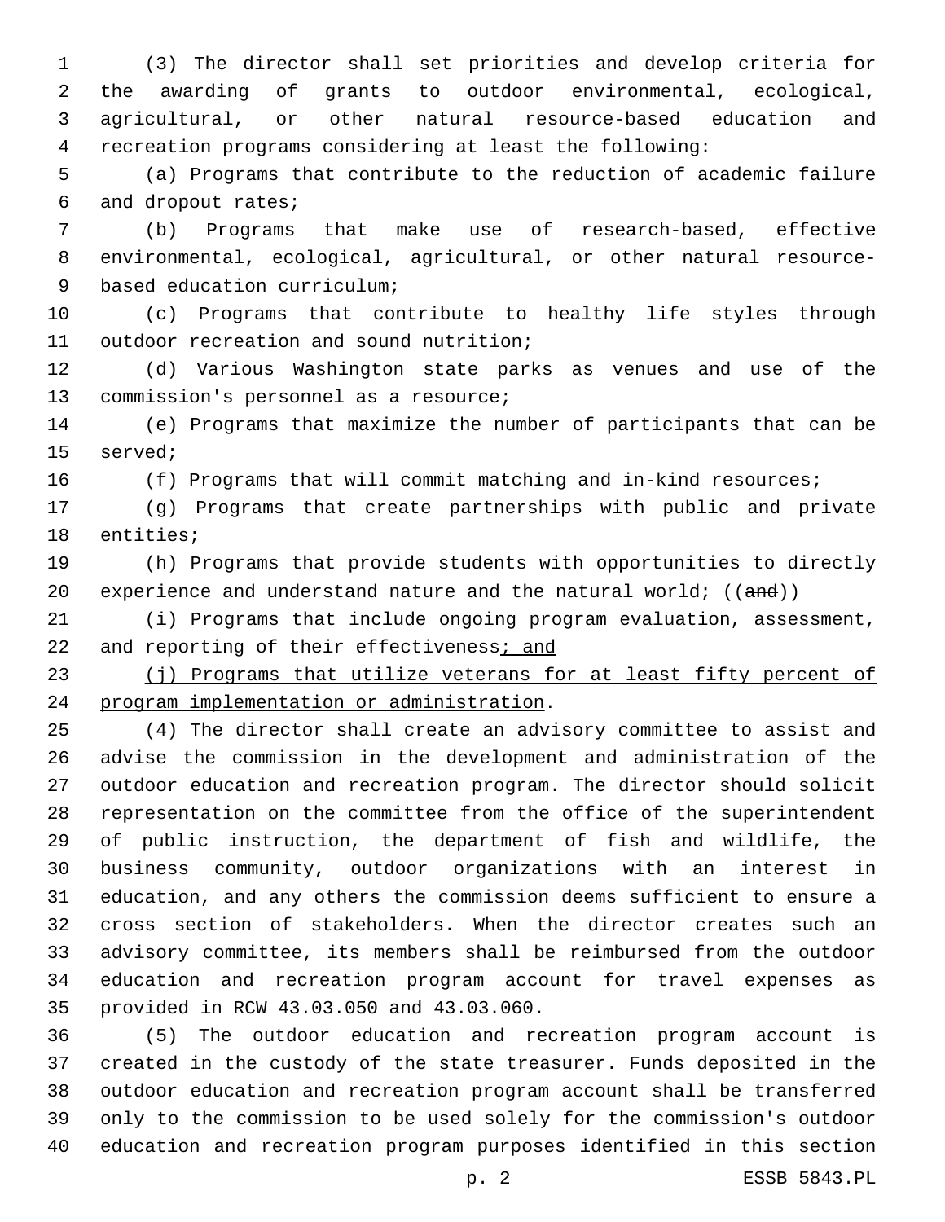(3) The director shall set priorities and develop criteria for the awarding of grants to outdoor environmental, ecological, agricultural, or other natural resource-based education and recreation programs considering at least the following:

(a) Programs that contribute to the reduction of academic failure and dropout rates;

(b) Programs that make use of research-based, effective environmental, ecological, agricultural, or other natural resource-based education curriculum;

(c) Programs that contribute to healthy life styles through outdoor recreation and sound nutrition;

(d) Various Washington state parks as venues and use of the commission's personnel as a resource;

(e) Programs that maximize the number of participants that can be served;

(f) Programs that will commit matching and in-kind resources;

(g) Programs that create partnerships with public and private entities;

(h) Programs that provide students with opportunities to directly experience and understand nature and the natural world; ((~~and~~))

(i) Programs that include ongoing program evaluation, assessment, and reporting of their effectiveness<u>; and</u>

<u>(j) Programs that utilize veterans for at least fifty percent of program implementation or administration</u>.

(4) The director shall create an advisory committee to assist and advise the commission in the development and administration of the outdoor education and recreation program. The director should solicit representation on the committee from the office of the superintendent of public instruction, the department of fish and wildlife, the business community, outdoor organizations with an interest in education, and any others the commission deems sufficient to ensure a cross section of stakeholders. When the director creates such an advisory committee, its members shall be reimbursed from the outdoor education and recreation program account for travel expenses as provided in RCW 43.03.050 and 43.03.060.

(5) The outdoor education and recreation program account is created in the custody of the state treasurer. Funds deposited in the outdoor education and recreation program account shall be transferred only to the commission to be used solely for the commission's outdoor education and recreation program purposes identified in this section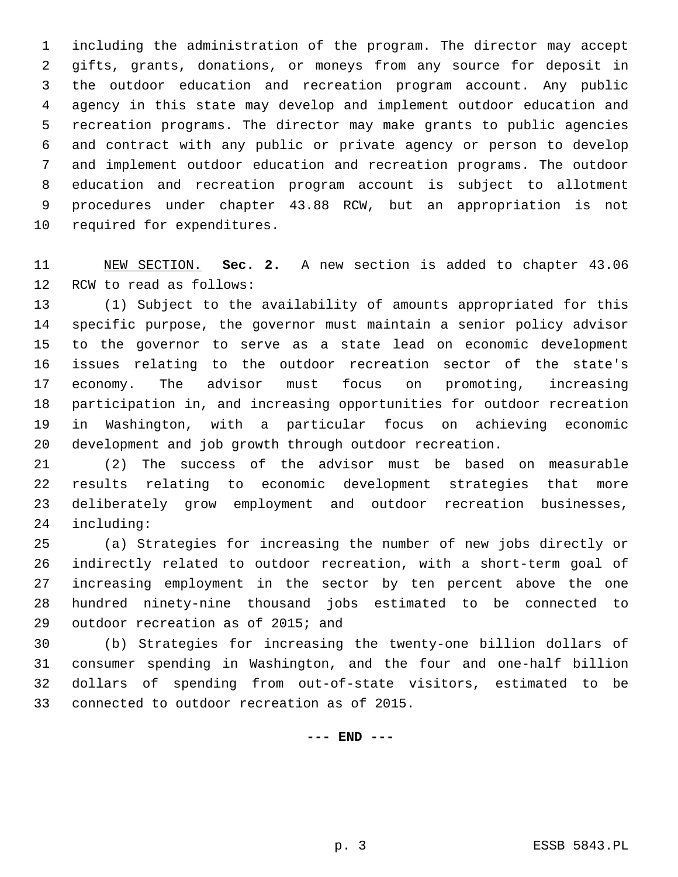including the administration of the program. The director may accept gifts, grants, donations, or moneys from any source for deposit in the outdoor education and recreation program account. Any public agency in this state may develop and implement outdoor education and recreation programs. The director may make grants to public agencies and contract with any public or private agency or person to develop and implement outdoor education and recreation programs. The outdoor education and recreation program account is subject to allotment procedures under chapter 43.88 RCW, but an appropriation is not required for expenditures.

NEW SECTION. **Sec. 2.** A new section is added to chapter 43.06 RCW to read as follows:

(1) Subject to the availability of amounts appropriated for this specific purpose, the governor must maintain a senior policy advisor to the governor to serve as a state lead on economic development issues relating to the outdoor recreation sector of the state's economy. The advisor must focus on promoting, increasing participation in, and increasing opportunities for outdoor recreation in Washington, with a particular focus on achieving economic development and job growth through outdoor recreation.

(2) The success of the advisor must be based on measurable results relating to economic development strategies that more deliberately grow employment and outdoor recreation businesses, including:

(a) Strategies for increasing the number of new jobs directly or indirectly related to outdoor recreation, with a short-term goal of increasing employment in the sector by ten percent above the one hundred ninety-nine thousand jobs estimated to be connected to outdoor recreation as of 2015; and

(b) Strategies for increasing the twenty-one billion dollars of consumer spending in Washington, and the four and one-half billion dollars of spending from out-of-state visitors, estimated to be connected to outdoor recreation as of 2015.

**--- END ---**